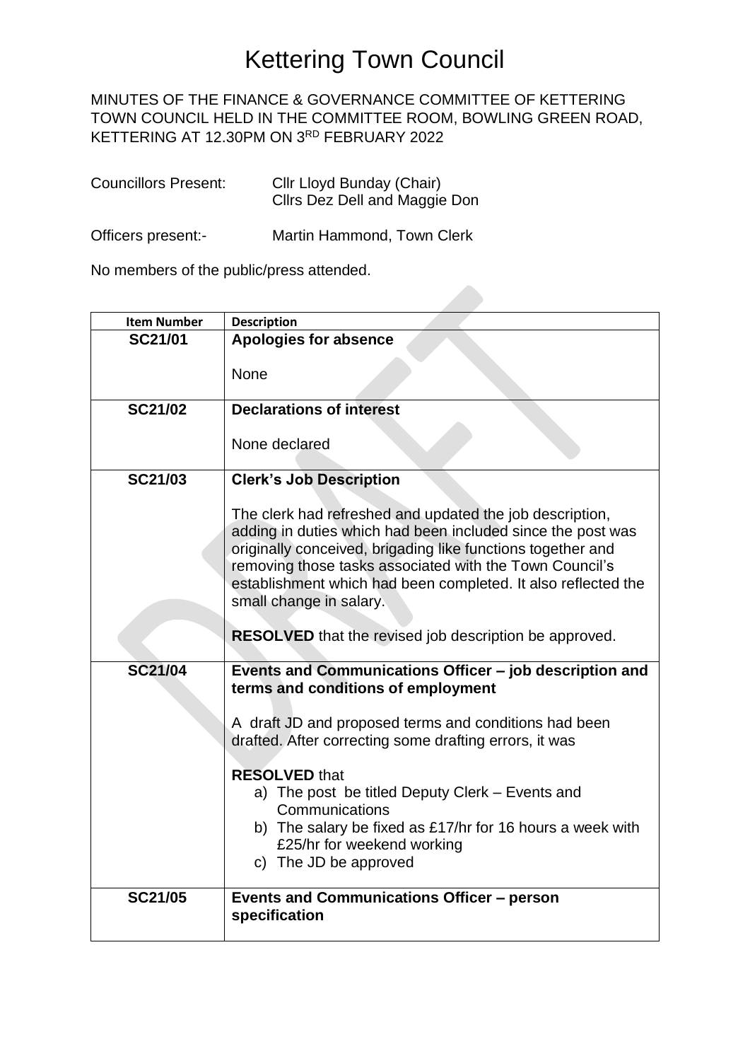# Kettering Town Council

MINUTES OF THE FINANCE & GOVERNANCE COMMITTEE OF KETTERING TOWN COUNCIL HELD IN THE COMMITTEE ROOM, BOWLING GREEN ROAD, KETTERING AT 12.30PM ON 3RD FEBRUARY 2022

Councillors Present: Cllr Lloyd Bunday (Chair)
Cllrs Dez Dell and Maggie Don

Officers present:- Martin Hammond, Town Clerk

No members of the public/press attended.

| Item Number | Description |
|---|---|
| SC21/01 | **Apologies for absence**<br><br>None |
| SC21/02 | **Declarations of interest**<br><br>None declared |
| SC21/03 | **Clerk's Job Description**<br><br>The clerk had refreshed and updated the job description, adding in duties which had been included since the post was originally conceived, brigading like functions together and removing those tasks associated with the Town Council's establishment which had been completed. It also reflected the small change in salary.<br><br>**RESOLVED** that the revised job description be approved. |
| SC21/04 | **Events and Communications Officer – job description and terms and conditions of employment**<br><br>A draft JD and proposed terms and conditions had been drafted. After correcting some drafting errors, it was<br><br>**RESOLVED** that<br>a) The post be titled Deputy Clerk – Events and Communications<br>b) The salary be fixed as £17/hr for 16 hours a week with £25/hr for weekend working<br>c) The JD be approved |
| SC21/05 | **Events and Communications Officer – person specification** |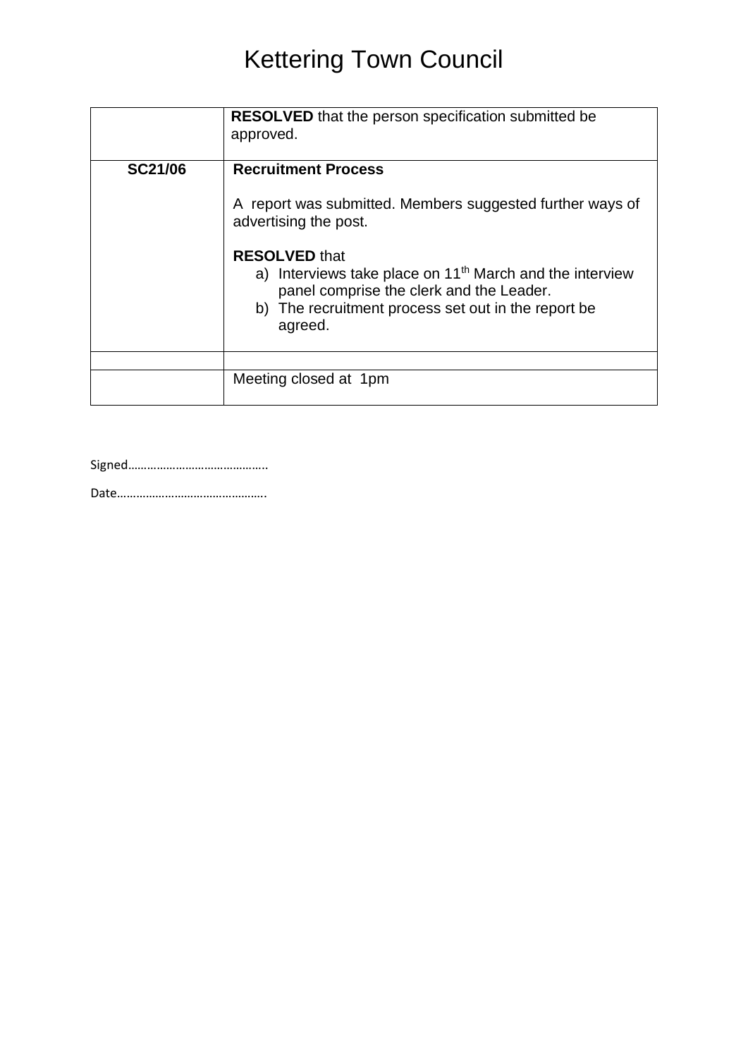# Kettering Town Council

| | |
|---|---|
| | **RESOLVED** that the person specification submitted be approved. |
| **SC21/06** | **Recruitment Process**<br><br>A report was submitted. Members suggested further ways of advertising the post.<br><br>**RESOLVED** that<br>a) Interviews take place on 11th March and the interview panel comprise the clerk and the Leader.<br>b) The recruitment process set out in the report be agreed. |
| | |
| | Meeting closed at 1pm |

Signed……………………………………..

Date………………………………………..